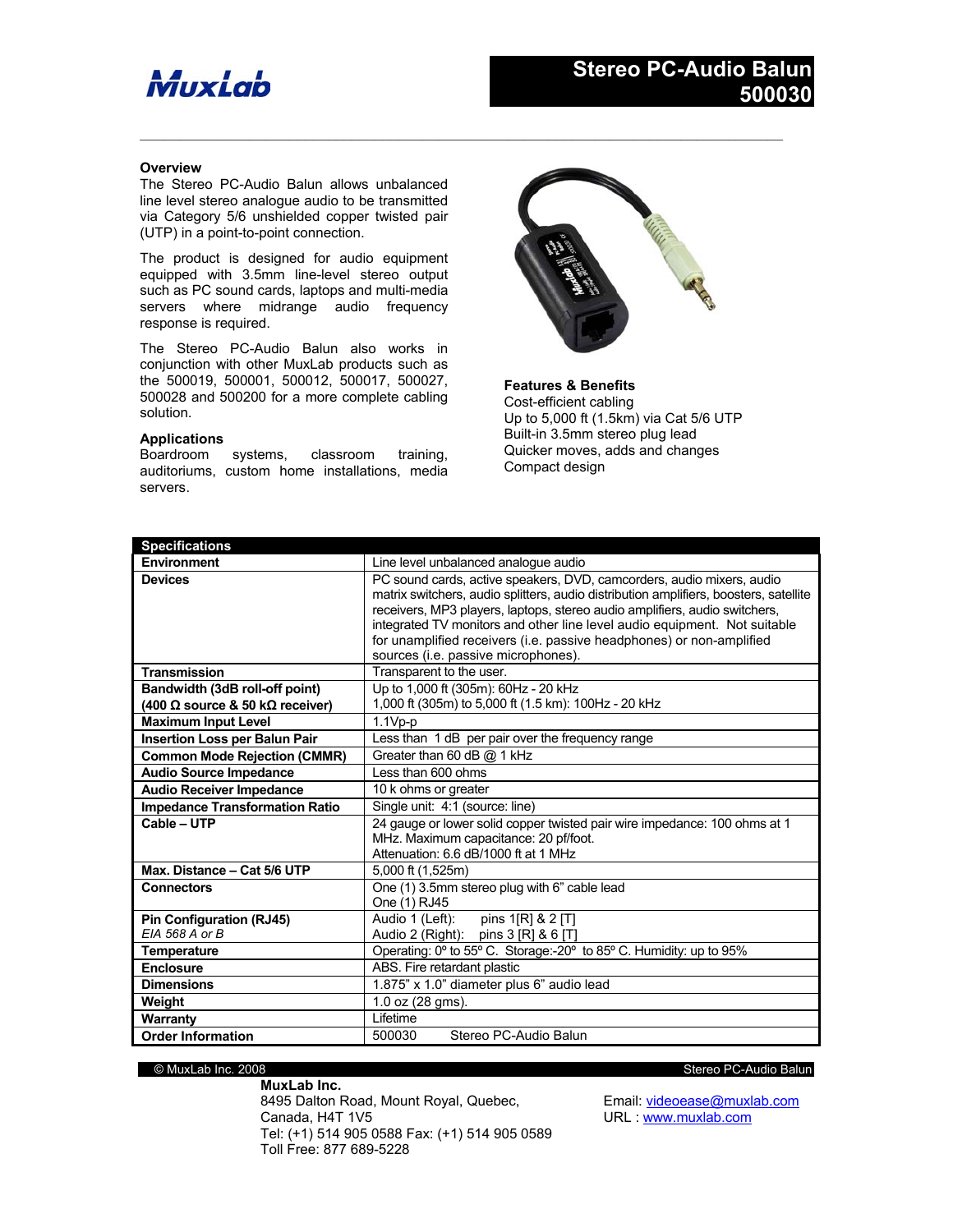# Stereo PC-Audio Balun 500030

## Overview

The Stereo PC-Audio Balun allows unbalanced line level stereo analogue audio to be transmitted via Category 5/6 unshielded copper twisted pair (UTP) in a point-to-point connection.

The product is designed for audio equipment equipped with 3.5mm line-level stereo output such as PC sound cards, laptops and multi-media servers where midrange audio frequency response is required.

The Stereo PC-Audio Balun also works in conjunction with other MuxLab products such as the 500019, 500001, 500012, 500017, 500027, 500028 and 500200 for a more complete cabling solution.

## Applications

Boardroom systems, classroom training, auditoriums, custom home installations, media servers.

## Features & Benefits

Cost-efficient cabling
Up to 5,000 ft (1.5km) via Cat 5/6 UTP
Built-in 3.5mm stereo plug lead
Quicker moves, adds and changes
Compact design

## Specifications

| Specifications | |
|---|---|
| **Environment** | Line level unbalanced analogue audio |
| **Devices** | PC sound cards, active speakers, DVD, camcorders, audio mixers, audio matrix switchers, audio splitters, audio distribution amplifiers, boosters, satellite receivers, MP3 players, laptops, stereo audio amplifiers, audio switchers, integrated TV monitors and other line level audio equipment. Not suitable for unamplified receivers (i.e. passive headphones) or non-amplified sources (i.e. passive microphones). |
| **Transmission** | Transparent to the user. |
| **Bandwidth (3dB roll-off point) (400 Ω source & 50 kΩ receiver)** | Up to 1,000 ft (305m): 60Hz - 20 kHz<br>1,000 ft (305m) to 5,000 ft (1.5 km): 100Hz - 20 kHz |
| **Maximum Input Level** | 1.1Vp-p |
| **Insertion Loss per Balun Pair** | Less than 1 dB per pair over the frequency range |
| **Common Mode Rejection (CMMR)** | Greater than 60 dB @ 1 kHz |
| **Audio Source Impedance** | Less than 600 ohms |
| **Audio Receiver Impedance** | 10 k ohms or greater |
| **Impedance Transformation Ratio** | Single unit: 4:1 (source: line) |
| **Cable – UTP** | 24 gauge or lower solid copper twisted pair wire impedance: 100 ohms at 1 MHz. Maximum capacitance: 20 pf/foot.<br>Attenuation: 6.6 dB/1000 ft at 1 MHz |
| **Max. Distance – Cat 5/6 UTP** | 5,000 ft (1,525m) |
| **Connectors** | One (1) 3.5mm stereo plug with 6" cable lead<br>One (1) RJ45 |
| **Pin Configuration (RJ45)** *EIA 568 A or B* | Audio 1 (Left): pins 1[R] & 2 [T]<br>Audio 2 (Right): pins 3 [R] & 6 [T] |
| **Temperature** | Operating: 0º to 55º C. Storage:-20º to 85º C. Humidity: up to 95% |
| **Enclosure** | ABS. Fire retardant plastic |
| **Dimensions** | 1.875" x 1.0" diameter plus 6" audio lead |
| **Weight** | 1.0 oz (28 gms). |
| **Warranty** | Lifetime |
| **Order Information** | 500030 Stereo PC-Audio Balun |

© MuxLab Inc. 2008

**MuxLab Inc.**
8495 Dalton Road, Mount Royal, Quebec,
Canada, H4T 1V5
Tel: (+1) 514 905 0588 Fax: (+1) 514 905 0589
Toll Free: 877 689-5228

Email: videoease@muxlab.com
URL : www.muxlab.com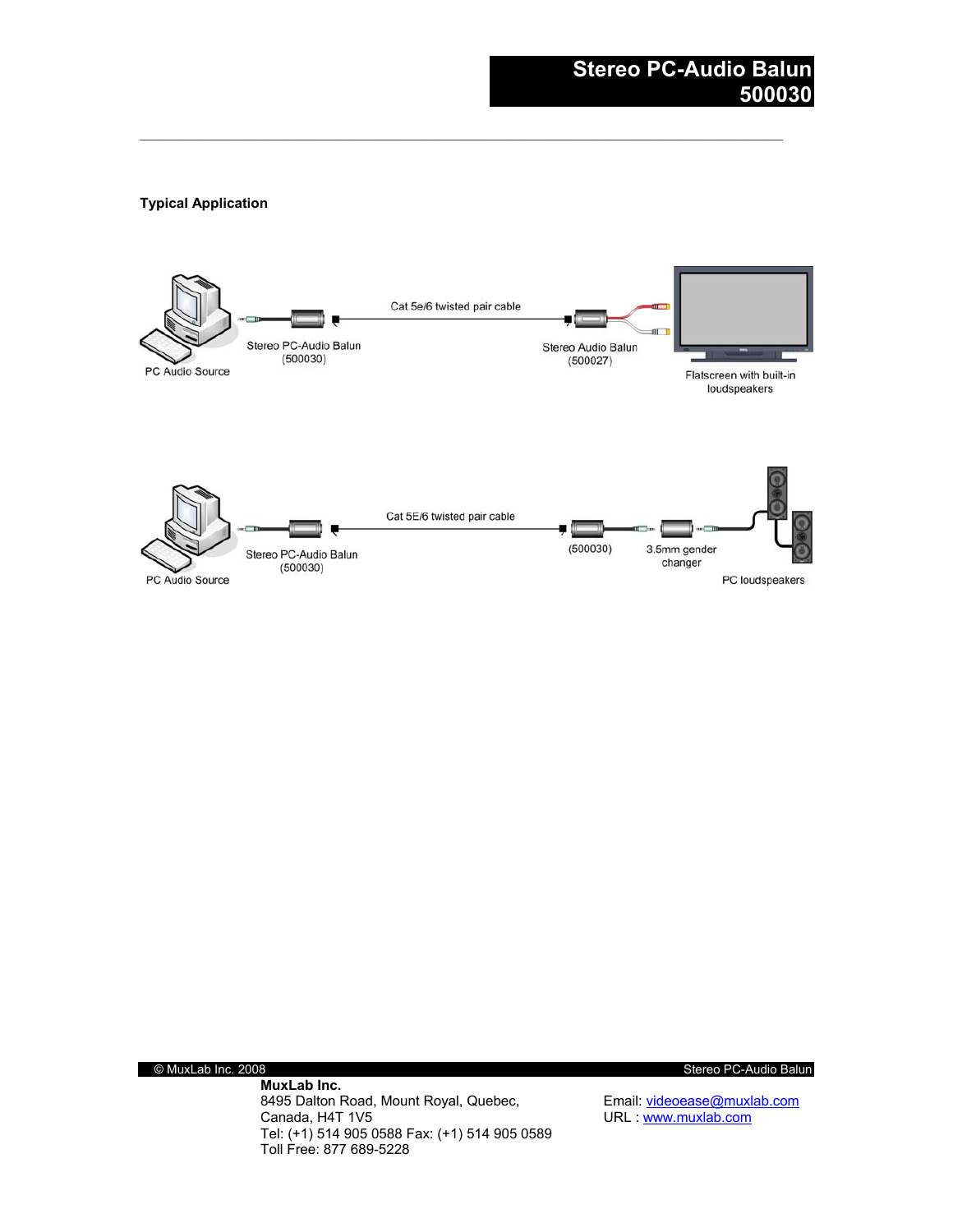## Typical Application

Cat 5e/6 twisted pair cable

PC Audio Source

Stereo PC-Audio Balun (500030)

Stereo Audio Balun (500027)

Flatscreen with built-in loudspeakers

Cat 5E/6 twisted pair cable

PC Audio Source

Stereo PC-Audio Balun (500030)

(500030)

3.5mm gender changer

PC loudspeakers

**MuxLab Inc.**
8495 Dalton Road, Mount Royal, Quebec,
Canada, H4T 1V5
Tel: (+1) 514 905 0588 Fax: (+1) 514 905 0589
Toll Free: 877 689-5228

Email: [videoease@muxlab.com](mailto:videoease@muxlab.com)
URL : [www.muxlab.com](http://www.muxlab.com)